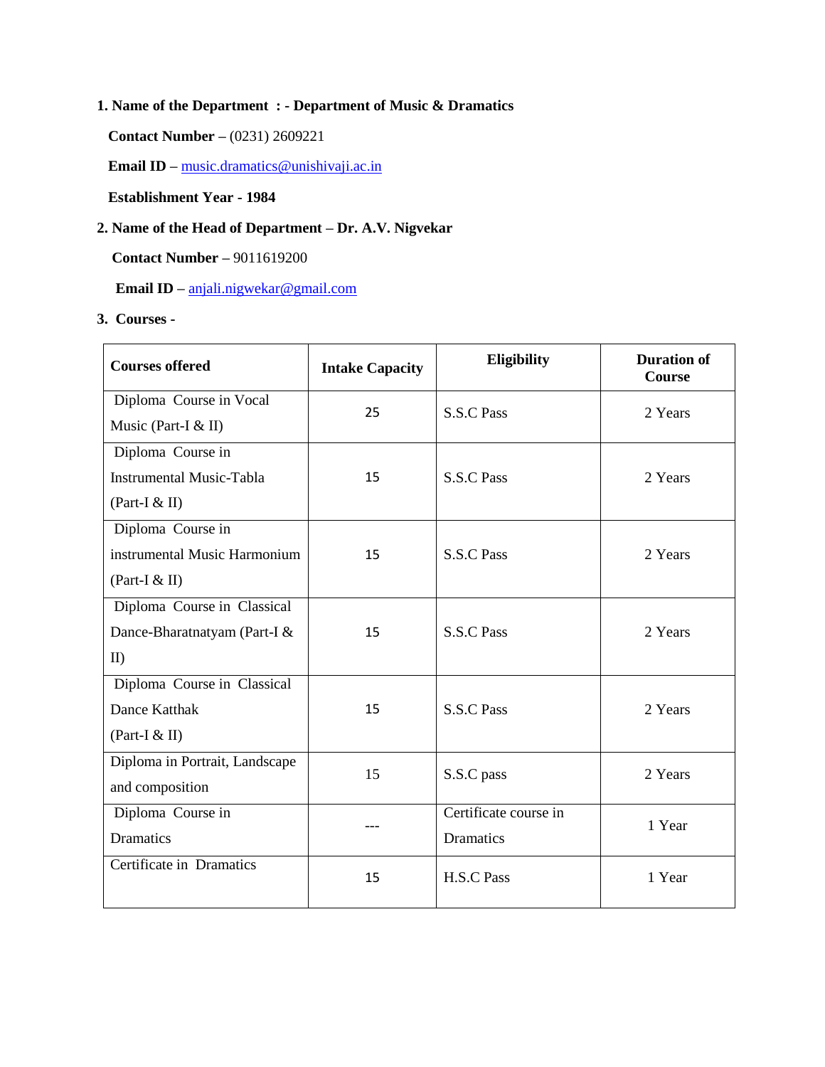**1. Name of the Department : - Department of Music & Dramatics**

**Contact Number** – (0231) 2609221

**Email ID** – music.dramatics@unishivaji.ac.in

**Establishment Year - 1984**

**2. Name of the Head of Department – Dr. A.V. Nigvekar**

**Contact Number** – 9011619200

**Email ID** – anjali.nigwekar@gmail.com

**3. Courses -**

| **Courses offered** | **Intake Capacity** | **Eligibility** | **Duration of Course** |
|---|---|---|---|
| Diploma Course in Vocal Music (Part-I & II) | 25 | S.S.C Pass | 2 Years |
| Diploma Course in Instrumental Music-Tabla (Part-I & II) | 15 | S.S.C Pass | 2 Years |
| Diploma Course in instrumental Music Harmonium (Part-I & II) | 15 | S.S.C Pass | 2 Years |
| Diploma Course in Classical Dance-Bharatnatyam (Part-I & II) | 15 | S.S.C Pass | 2 Years |
| Diploma Course in Classical Dance Katthak (Part-I & II) | 15 | S.S.C Pass | 2 Years |
| Diploma in Portrait, Landscape and composition | 15 | S.S.C pass | 2 Years |
| Diploma Course in Dramatics | --- | Certificate course in Dramatics | 1 Year |
| Certificate in Dramatics | 15 | H.S.C Pass | 1 Year |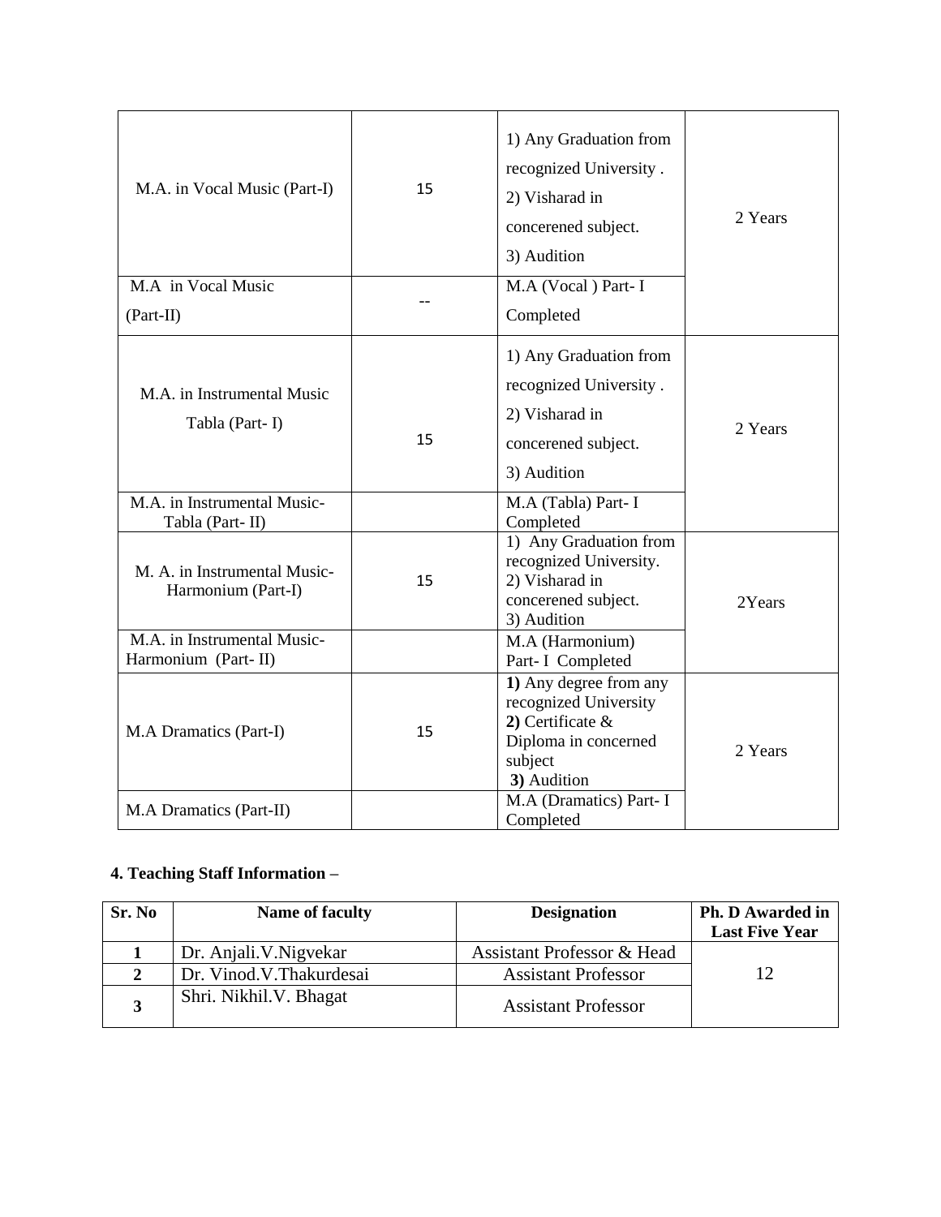| M.A. in Vocal Music (Part-I) | 15 | 1) Any Graduation from recognized University . 2) Visharad in concerened subject. 3) Audition | 2 Years |
|---|---|---|---|
| M.A in Vocal Music (Part-II) | -- | M.A (Vocal ) Part- I Completed | |
| M.A. in Instrumental Music Tabla (Part- I) | 15 | 1) Any Graduation from recognized University . 2) Visharad in concerened subject. 3) Audition | 2 Years |
| M.A. in Instrumental Music- Tabla (Part- II) | | M.A (Tabla) Part- I Completed | |
| M. A. in Instrumental Music- Harmonium (Part-I) | 15 | 1) Any Graduation from recognized University. 2) Visharad in concerened subject. 3) Audition | 2Years |
| M.A. in Instrumental Music- Harmonium (Part- II) | | M.A (Harmonium) Part- I Completed | |
| M.A Dramatics (Part-I) | 15 | **1)** Any degree from any recognized University **2)** Certificate & Diploma in concerned subject **3)** Audition | 2 Years |
| M.A Dramatics (Part-II) | | M.A (Dramatics) Part- I Completed | |

**4. Teaching Staff Information –**

| Sr. No | Name of faculty | Designation | Ph. D Awarded in Last Five Year |
|---|---|---|---|
| **1** | Dr. Anjali.V.Nigvekar | Assistant Professor & Head | 12 |
| **2** | Dr. Vinod.V.Thakurdesai | Assistant Professor | |
| **3** | Shri. Nikhil.V. Bhagat | Assistant Professor | |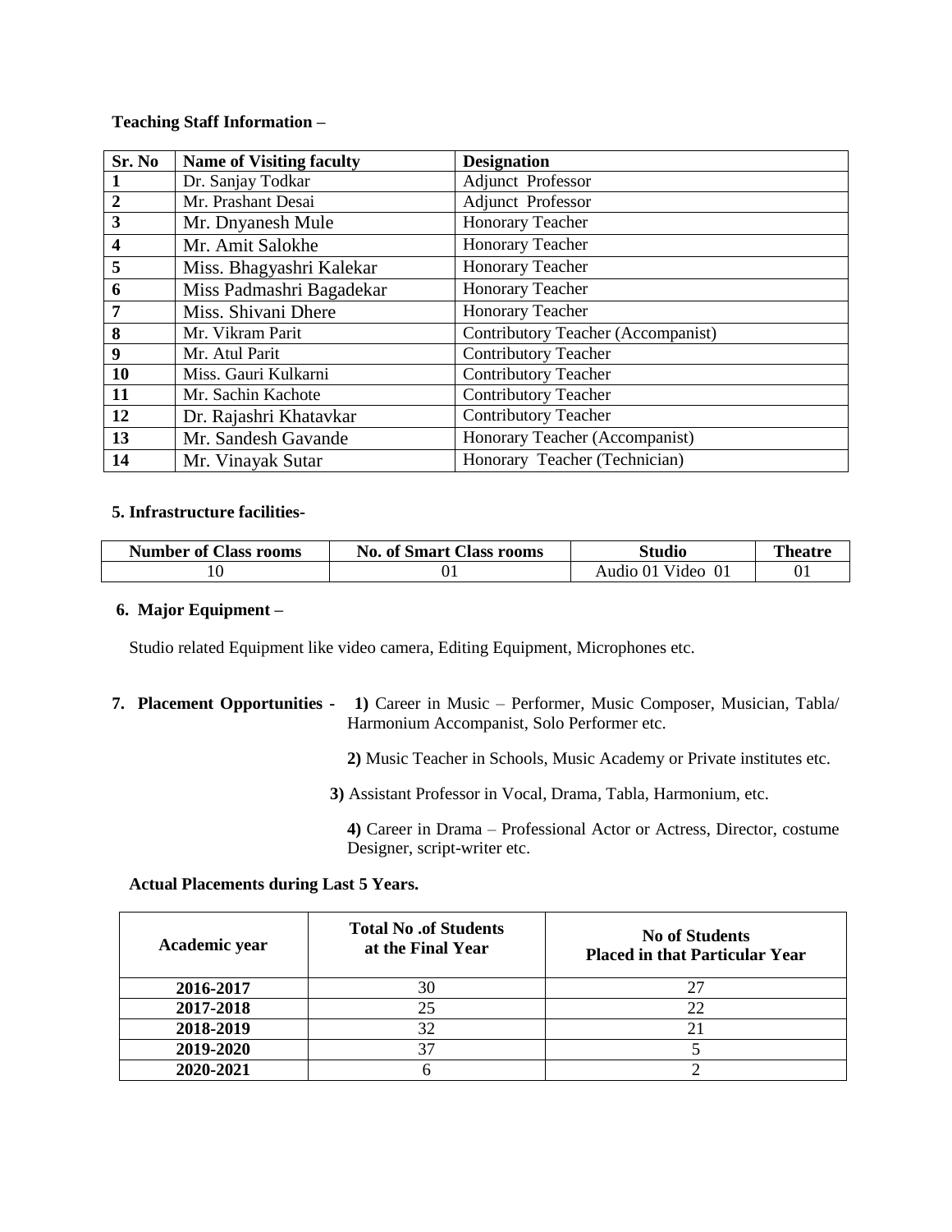**Teaching Staff Information –**

| Sr. No | Name of Visiting faculty | Designation |
|---|---|---|
| 1 | Dr. Sanjay Todkar | Adjunct Professor |
| 2 | Mr. Prashant Desai | Adjunct Professor |
| 3 | Mr. Dnyanesh Mule | Honorary Teacher |
| 4 | Mr. Amit Salokhe | Honorary Teacher |
| 5 | Miss. Bhagyashri Kalekar | Honorary Teacher |
| 6 | Miss Padmashri Bagadekar | Honorary Teacher |
| 7 | Miss. Shivani Dhere | Honorary Teacher |
| 8 | Mr. Vikram Parit | Contributory Teacher (Accompanist) |
| 9 | Mr. Atul Parit | Contributory Teacher |
| 10 | Miss. Gauri Kulkarni | Contributory Teacher |
| 11 | Mr. Sachin Kachote | Contributory Teacher |
| 12 | Dr. Rajashri Khatavkar | Contributory Teacher |
| 13 | Mr. Sandesh Gavande | Honorary Teacher (Accompanist) |
| 14 | Mr. Vinayak Sutar | Honorary Teacher (Technician) |

**5. Infrastructure facilities-**

| Number of Class rooms | No. of Smart Class rooms | Studio | Theatre |
|---|---|---|---|
| 10 | 01 | Audio 01 Video 01 | 01 |

**6. Major Equipment –**

Studio related Equipment like video camera, Editing Equipment, Microphones etc.

**7. Placement Opportunities -** **1)** Career in Music – Performer, Music Composer, Musician, Tabla/ Harmonium Accompanist, Solo Performer etc.

**2)** Music Teacher in Schools, Music Academy or Private institutes etc.

**3)** Assistant Professor in Vocal, Drama, Tabla, Harmonium, etc.

**4)** Career in Drama – Professional Actor or Actress, Director, costume Designer, script-writer etc.

**Actual Placements during Last 5 Years.**

| Academic year | Total No .of Students at the Final Year | No of Students Placed in that Particular Year |
|---|---|---|
| **2016-2017** | 30 | 27 |
| **2017-2018** | 25 | 22 |
| **2018-2019** | 32 | 21 |
| **2019-2020** | 37 | 5 |
| **2020-2021** | 6 | 2 |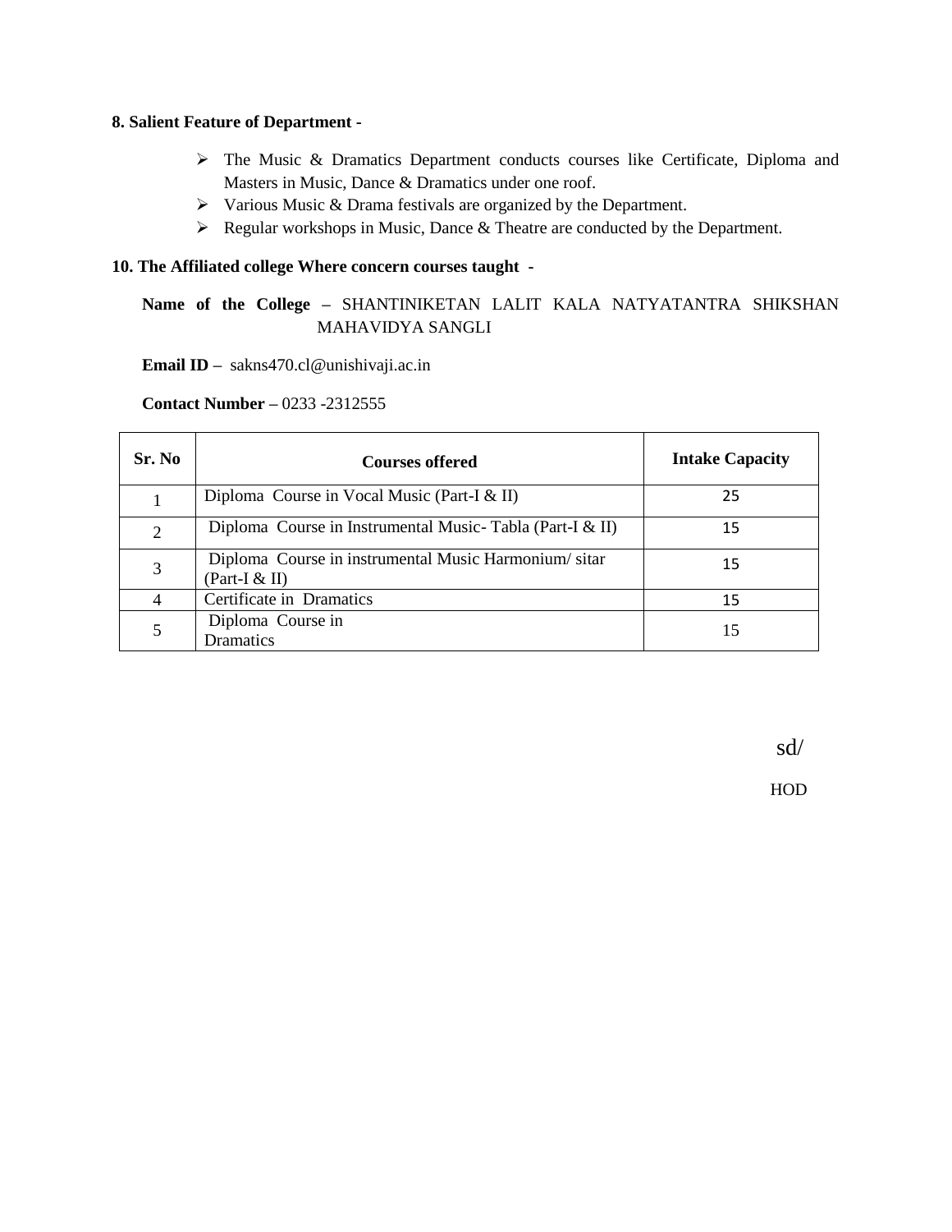**8. Salient Feature of Department -**

- The Music & Dramatics Department conducts courses like Certificate, Diploma and Masters in Music, Dance & Dramatics under one roof.
- Various Music & Drama festivals are organized by the Department.
- Regular workshops in Music, Dance & Theatre are conducted by the Department.

**10. The Affiliated college Where concern courses taught -**

**Name of the College –** SHANTINIKETAN LALIT KALA NATYATANTRA SHIKSHAN MAHAVIDYA SANGLI

**Email ID –** sakns470.cl@unishivaji.ac.in

**Contact Number –** 0233 -2312555

| Sr. No | Courses offered | Intake Capacity |
|---|---|---|
| 1 | Diploma Course in Vocal Music (Part-I & II) | 25 |
| 2 | Diploma Course in Instrumental Music- Tabla (Part-I & II) | 15 |
| 3 | Diploma Course in instrumental Music Harmonium/ sitar (Part-I & II) | 15 |
| 4 | Certificate in Dramatics | 15 |
| 5 | Diploma Course in Dramatics | 15 |

sd/

HOD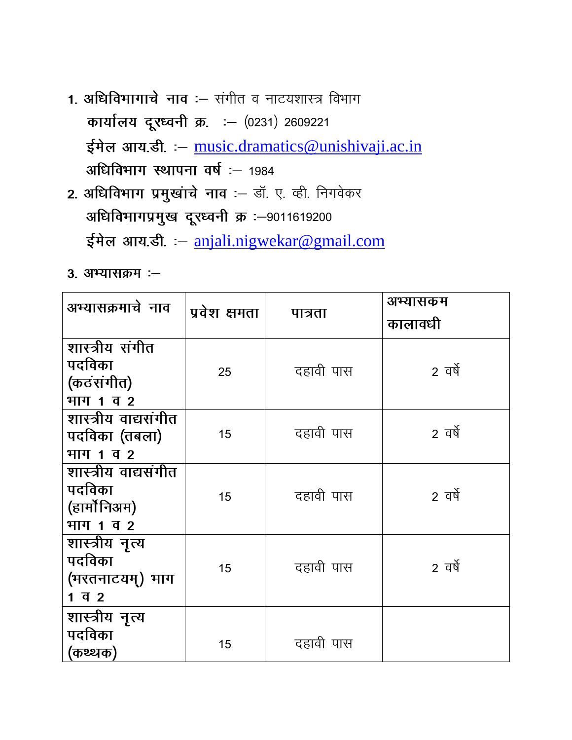1. **अधिविभागाचे नाव** :– संगीत व नाटयशास्त्र विभाग

   **कार्यालय दूरध्वनी क्र.** :– (0231) 2609221

   **ईमेल आय.डी.** :– music.dramatics@unishivaji.ac.in

   **अधिविभाग स्थापना वर्ष** :– 1984

2. **अधिविभाग प्रमुखांचे नाव** :– डॉ. ए. व्ही. निगवेकर

   **अधिविभागप्रमुख दूरध्वनी क्र** :–9011619200

   **ईमेल आय.डी.** :– anjali.nigwekar@gmail.com

3. अभ्यासक्रम :–

| अभ्यासक्रमाचे नाव | प्रवेश क्षमता | पात्रता | अभ्यासक्रम कालावधी |
|---|---|---|---|
| शास्त्रीय संगीत पदविका (कठंसंगीत) भाग 1 व 2 | 25 | दहावी पास | 2 वर्षे |
| शास्त्रीय वाद्यसंगीत पदविका (तबला) भाग 1 व 2 | 15 | दहावी पास | 2 वर्षे |
| शास्त्रीय वाद्यसंगीत पदविका (हार्मोनिअम) भाग 1 व 2 | 15 | दहावी पास | 2 वर्षे |
| शास्त्रीय नृत्य पदविका (भरतनाटयम्) भाग 1 व 2 | 15 | दहावी पास | 2 वर्षे |
| शास्त्रीय नृत्य पदविका (कथ्थक) | 15 | दहावी पास | |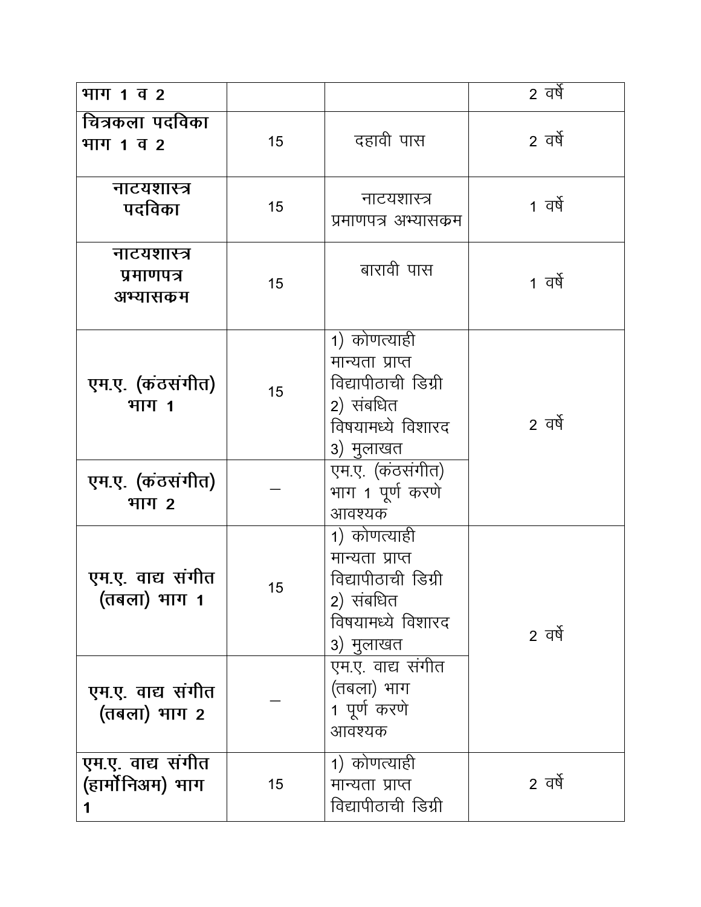| | | | |
|---|---|---|---|
| भाग 1 व 2 | | | 2 वर्षे |
| चित्रकला पदविका भाग 1 व 2 | 15 | दहावी पास | 2 वर्षे |
| नाटयशास्त्र पदविका | 15 | नाटयशास्त्र प्रमाणपत्र अभ्यासक्रम | 1 वर्षे |
| नाटयशास्त्र प्रमाणपत्र अभ्यासक्रम | 15 | बारावी पास | 1 वर्षे |
| एम.ए. (कंठसंगीत) भाग 1 | 15 | 1) कोणत्याही मान्यता प्राप्त विद्यापीठाची डिग्री 2) संबधित विषयामध्ये विशारद 3) मुलाखत | 2 वर्षे |
| एम.ए. (कंठसंगीत) भाग 2 | — | एम.ए. (कंठसंगीत) भाग 1 पूर्ण करणे आवश्यक | |
| एम.ए. वाद्य संगीत (तबला) भाग 1 | 15 | 1) कोणत्याही मान्यता प्राप्त विद्यापीठाची डिग्री 2) संबधित विषयामध्ये विशारद 3) मुलाखत | 2 वर्षे |
| एम.ए. वाद्य संगीत (तबला) भाग 2 | — | एम.ए. वाद्य संगीत (तबला) भाग 1 पूर्ण करणे आवश्यक | |
| एम.ए. वाद्य संगीत (हार्मोनिअम) भाग 1 | 15 | 1) कोणत्याही मान्यता प्राप्त विद्यापीठाची डिग्री | 2 वर्षे |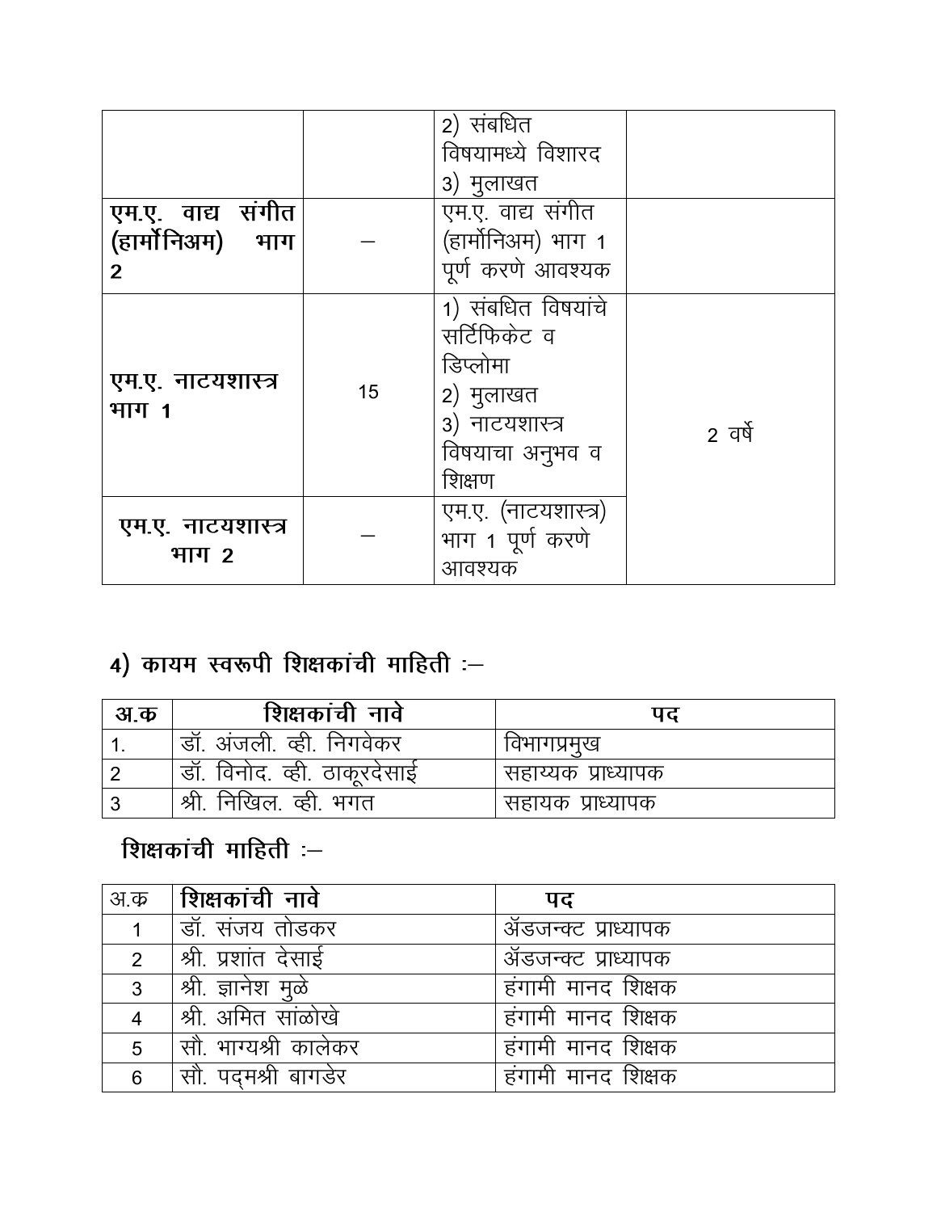| | | 2) संबधित विषयामध्ये विशारद 3) मुलाखत | |
|---|---|---|---|
| **एम.ए. वाद्य संगीत (हार्मोनिअम) भाग 2** | — | एम.ए. वाद्य संगीत (हार्मोनिअम) भाग 1 पूर्ण करणे आवश्यक | |
| **एम.ए. नाटयशास्त्र भाग 1** | 15 | 1) संबधित विषयांचे सर्टिफिकेट व डिप्लोमा 2) मुलाखत 3) नाटयशास्त्र विषयाचा अनुभव व शिक्षण | 2 वर्षे |
| **एम.ए. नाटयशास्त्र भाग 2** | — | एम.ए. (नाटयशास्त्र) भाग 1 पूर्ण करणे आवश्यक | |

## 4) कायम स्वरूपी शिक्षकांची माहिती :—

| अ.क | शिक्षकांची नावे | पद |
|---|---|---|
| 1. | डॉ. अंजली. व्ही. निगवेकर | विभागप्रमुख |
| 2 | डॉ. विनोद. व्ही. ठाकूरदेसाई | सहाय्यक प्राध्यापक |
| 3 | श्री. निखिल. व्ही. भगत | सहायक प्राध्यापक |

## शिक्षकांची माहिती :—

| अ.क | शिक्षकांची नावे | पद |
|---|---|---|
| 1 | डॉ. संजय तोडकर | ॲडजन्क्ट प्राध्यापक |
| 2 | श्री. प्रशांत देसाई | ॲडजन्क्ट प्राध्यापक |
| 3 | श्री. ज्ञानेश मुळे | हंगामी मानद शिक्षक |
| 4 | श्री. अमित सांळोखे | हंगामी मानद शिक्षक |
| 5 | सौ. भाग्यश्री कालेकर | हंगामी मानद शिक्षक |
| 6 | सौ. पद्मश्री बागडेर | हंगामी मानद शिक्षक |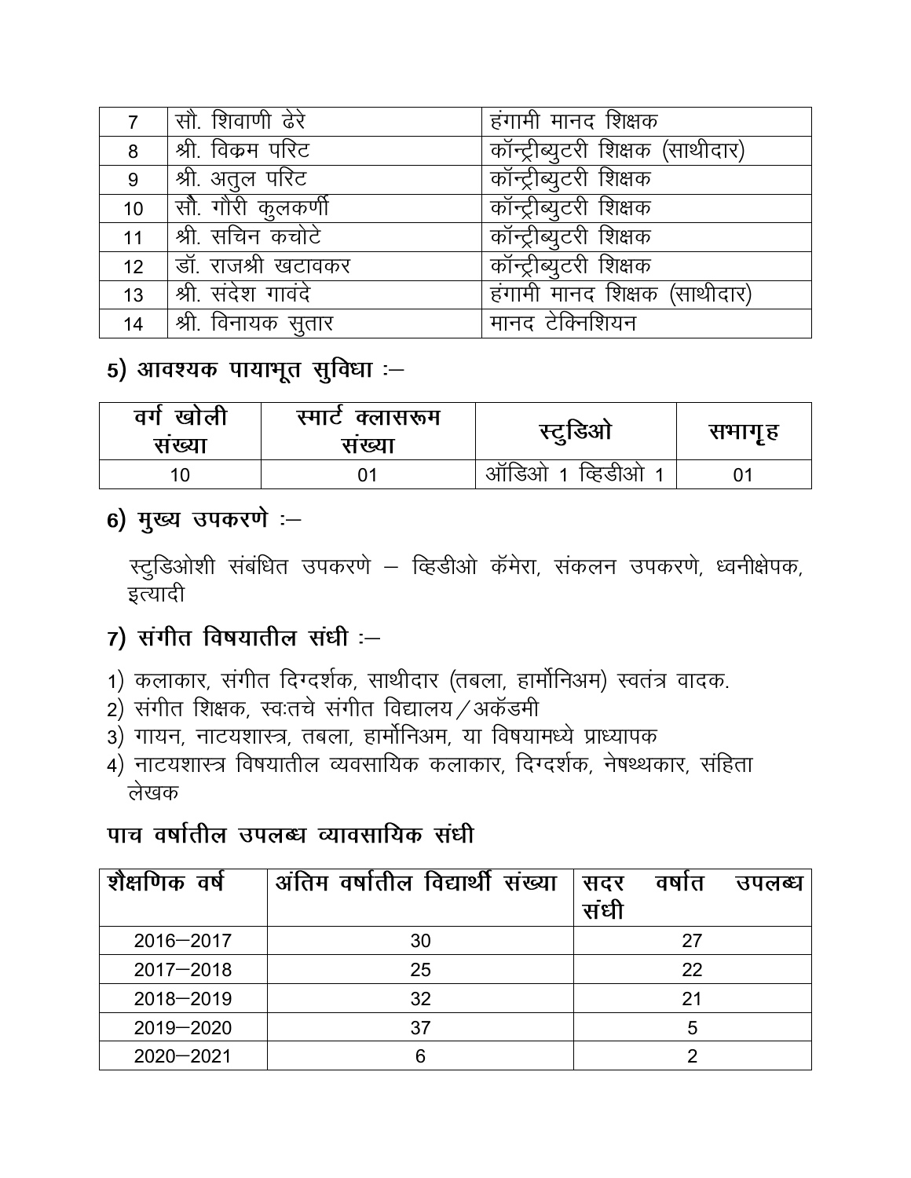| | | |
|---|---|---|
| 7 | सौ. शिवाणी ढेरे | हंगामी मानद शिक्षक |
| 8 | श्री. विक्रम परिट | कॉन्ट्रीब्युटरी शिक्षक (साथीदार) |
| 9 | श्री. अतुल परिट | कॉन्ट्रीब्युटरी शिक्षक |
| 10 | सौ. गौरी कुलकर्णी | कॉन्ट्रीब्युटरी शिक्षक |
| 11 | श्री. सचिन कचोटे | कॉन्ट्रीब्युटरी शिक्षक |
| 12 | डॉ. राजश्री खटावकर | कॉन्ट्रीब्युटरी शिक्षक |
| 13 | श्री. संदेश गावंदे | हंगामी मानद शिक्षक (साथीदार) |
| 14 | श्री. विनायक सुतार | मानद टेक्निशियन |

## 5) आवश्यक पायाभूत सुविधा :–

| वर्ग खोली संख्या | स्मार्ट क्लासरूम संख्या | स्टुडिओ | सभागृह |
|---|---|---|---|
| 10 | 01 | ऑडिओ 1 व्हिडीओ 1 | 01 |

## 6) मुख्य उपकरणे :–

स्टुडिओशी संबंधित उपकरणे – व्हिडीओ कॅमेरा, संकलन उपकरणे, ध्वनीक्षेपक, इत्यादी

## 7) संगीत विषयातील संधी :–

1) कलाकार, संगीत दिग्दर्शक, साथीदार (तबला, हार्मोनिअम) स्वतंत्र वादक.
2) संगीत शिक्षक, स्वःतचे संगीत विद्यालय/अकॅडमी
3) गायन, नाटयशास्त्र, तबला, हार्मोनिअम, या विषयामध्ये प्राध्यापक
4) नाटयशास्त्र विषयातील व्यवसायिक कलाकार, दिग्दर्शक, नेषथ्थकार, संहिता लेखक

## पाच वर्षातील उपलब्ध व्यावसायिक संधी

| शैक्षणिक वर्ष | अंतिम वर्षातील विद्यार्थी संख्या | सदर वर्षात उपलब्ध संधी |
|---|---|---|
| 2016–2017 | 30 | 27 |
| 2017–2018 | 25 | 22 |
| 2018–2019 | 32 | 21 |
| 2019–2020 | 37 | 5 |
| 2020–2021 | 6 | 2 |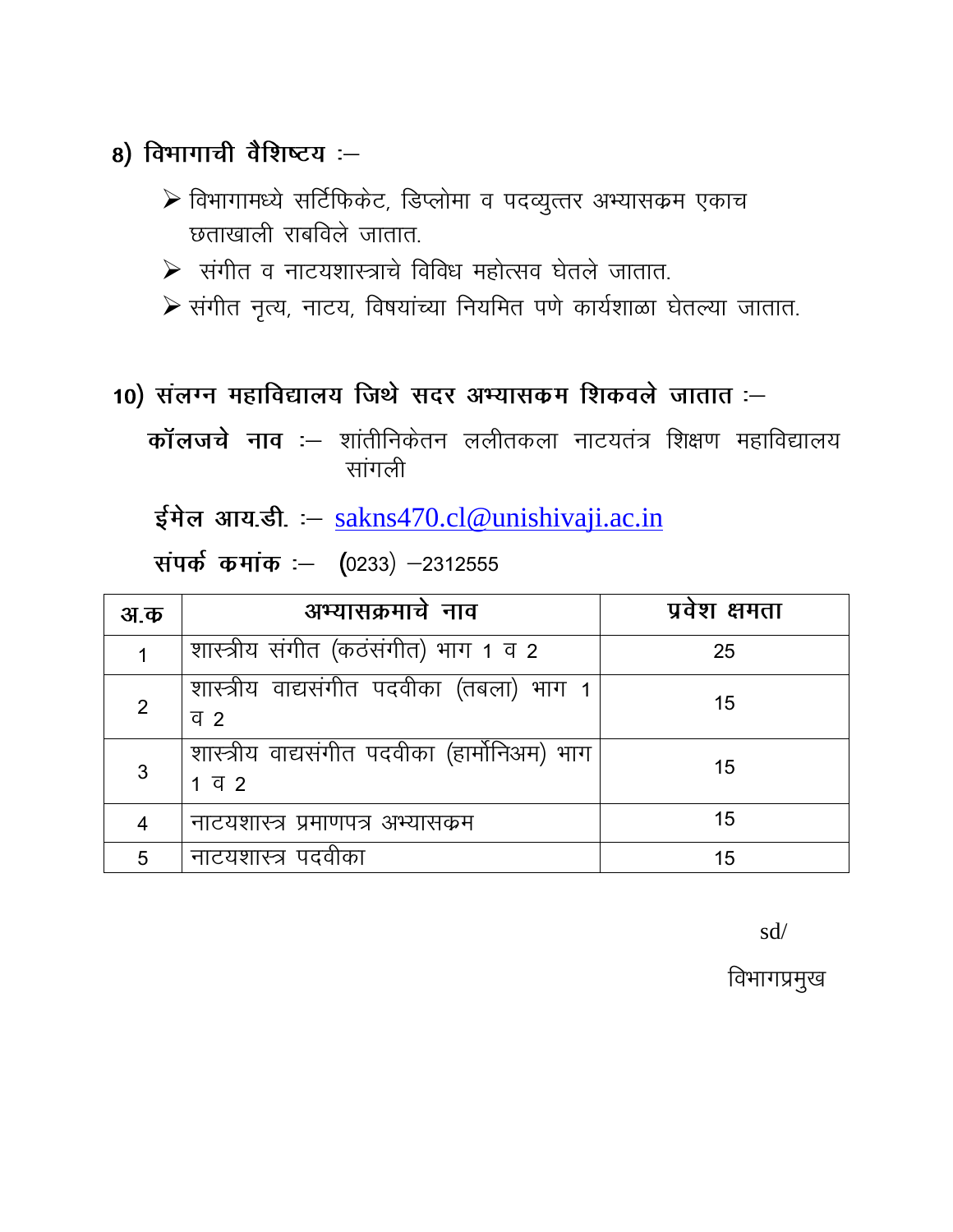## 8) विभागाची वैशिष्टय :–

- विभागामध्ये सर्टिफिकेट, डिप्लोमा व पदव्युत्तर अभ्यासक्रम एकाच छताखाली राबविले जातात.
- संगीत व नाटयशास्त्राचे विविध महोत्सव घेतले जातात.
- संगीत नृत्य, नाटय, विषयांच्या नियमित पणे कार्यशाळा घेतल्या जातात.

## 10) संलग्न महाविद्यालय जिथे सदर अभ्यासक्रम शिकवले जातात :–

**कॉलजचे नाव** :– शांतीनिकेतन ललीतकला नाटयतंत्र शिक्षण महाविद्यालय सांगली

**ईमेल आय.डी.** :– sakns470.cl@unishivaji.ac.in

**संपर्क क्रमांक** :– (0233) –2312555

| अ.क्र | अभ्यासक्रमाचे नाव | प्रवेश क्षमता |
|---|---|---|
| 1 | शास्त्रीय संगीत (कठंसंगीत) भाग 1 व 2 | 25 |
| 2 | शास्त्रीय वाद्यसंगीत पदवीका (तबला) भाग 1 व 2 | 15 |
| 3 | शास्त्रीय वाद्यसंगीत पदवीका (हार्मोनिअम) भाग 1 व 2 | 15 |
| 4 | नाटयशास्त्र प्रमाणपत्र अभ्यासक्रम | 15 |
| 5 | नाटयशास्त्र पदवीका | 15 |

sd/

विभागप्रमुख